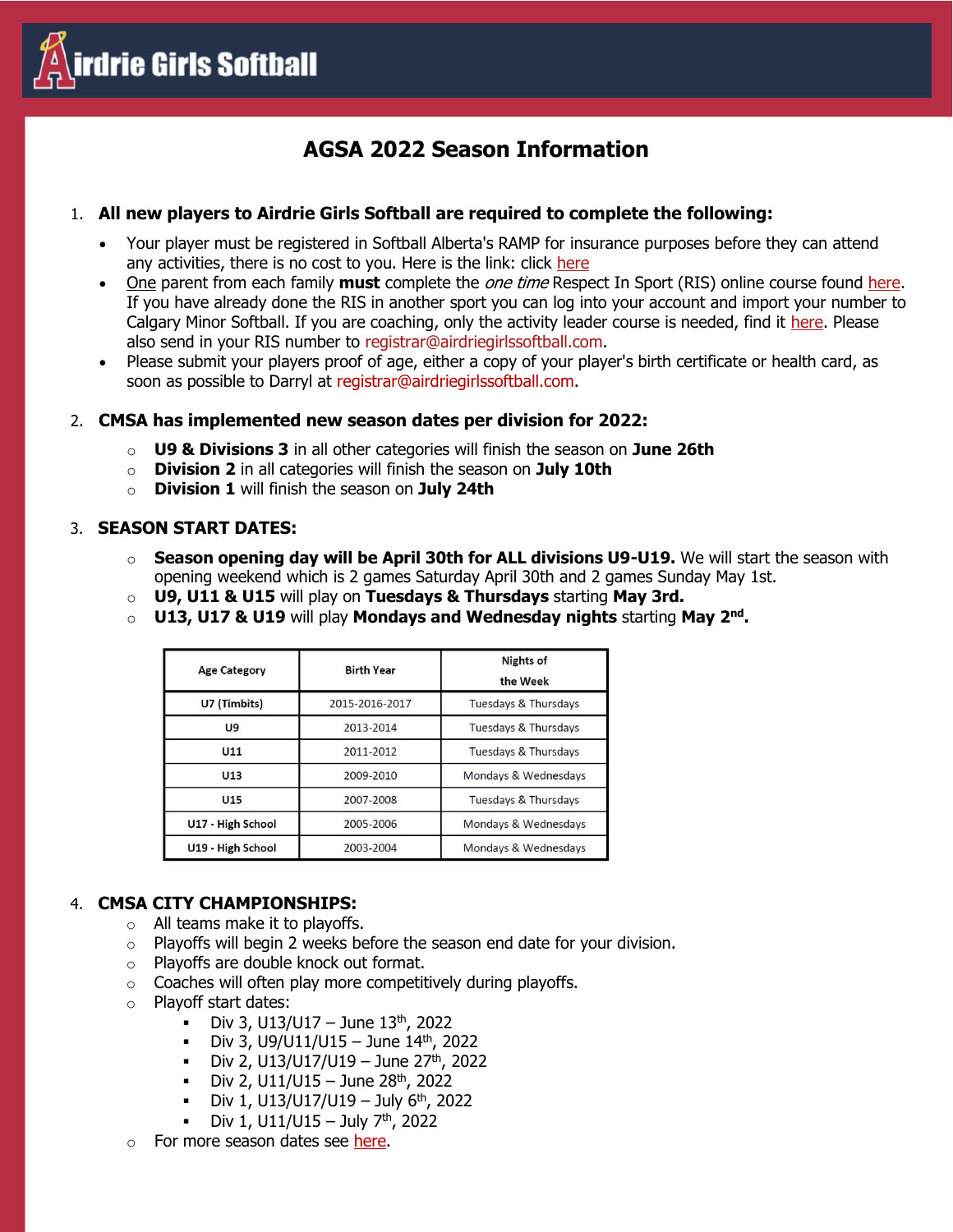Airdrie Girls Softball

# AGSA 2022 Season Information

1. **All new players to Airdrie Girls Softball are required to complete the following:**
   - Your player must be registered in Softball Alberta's RAMP for insurance purposes before they can attend any activities, there is no cost to you. Here is the link: click here
   - One parent from each family **must** complete the *one time* Respect In Sport (RIS) online course found here. If you have already done the RIS in another sport you can log into your account and import your number to Calgary Minor Softball. If you are coaching, only the activity leader course is needed, find it here. Please also send in your RIS number to registrar@airdriegirlssoftball.com.
   - Please submit your players proof of age, either a copy of your player's birth certificate or health card, as soon as possible to Darryl at registrar@airdriegirlssoftball.com.

2. **CMSA has implemented new season dates per division for 2022:**
   - **U9 & Divisions 3** in all other categories will finish the season on **June 26th**
   - **Division 2** in all categories will finish the season on **July 10th**
   - **Division 1** will finish the season on **July 24th**

3. **SEASON START DATES:**
   - **Season opening day will be April 30th for ALL divisions U9-U19.** We will start the season with opening weekend which is 2 games Saturday April 30th and 2 games Sunday May 1st.
   - **U9, U11 & U15** will play on **Tuesdays & Thursdays** starting **May 3rd.**
   - **U13, U17 & U19** will play **Mondays and Wednesday nights** starting **May 2nd.**

| Age Category | Birth Year | Nights of the Week |
|---|---|---|
| U7 (Timbits) | 2015-2016-2017 | Tuesdays & Thursdays |
| U9 | 2013-2014 | Tuesdays & Thursdays |
| U11 | 2011-2012 | Tuesdays & Thursdays |
| U13 | 2009-2010 | Mondays & Wednesdays |
| U15 | 2007-2008 | Tuesdays & Thursdays |
| U17 - High School | 2005-2006 | Mondays & Wednesdays |
| U19 - High School | 2003-2004 | Mondays & Wednesdays |

4. **CMSA CITY CHAMPIONSHIPS:**
   - All teams make it to playoffs.
   - Playoffs will begin 2 weeks before the season end date for your division.
   - Playoffs are double knock out format.
   - Coaches will often play more competitively during playoffs.
   - Playoff start dates:
     - Div 3, U13/U17 – June 13th, 2022
     - Div 3, U9/U11/U15 – June 14th, 2022
     - Div 2, U13/U17/U19 – June 27th, 2022
     - Div 2, U11/U15 – June 28th, 2022
     - Div 1, U13/U17/U19 – July 6th, 2022
     - Div 1, U11/U15 – July 7th, 2022
   - For more season dates see here.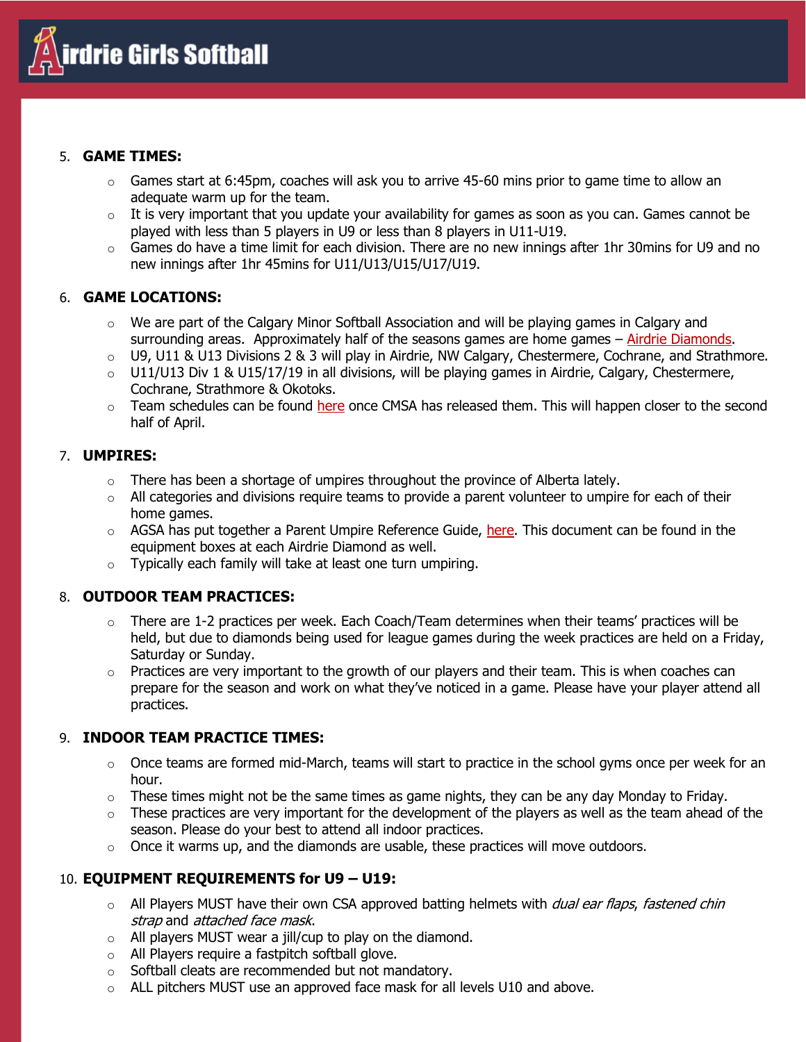5. **GAME TIMES:**
    - Games start at 6:45pm, coaches will ask you to arrive 45-60 mins prior to game time to allow an adequate warm up for the team.
    - It is very important that you update your availability for games as soon as you can. Games cannot be played with less than 5 players in U9 or less than 8 players in U11-U19.
    - Games do have a time limit for each division. There are no new innings after 1hr 30mins for U9 and no new innings after 1hr 45mins for U11/U13/U15/U17/U19.

6. **GAME LOCATIONS:**
    - We are part of the Calgary Minor Softball Association and will be playing games in Calgary and surrounding areas. Approximately half of the seasons games are home games – Airdrie Diamonds.
    - U9, U11 & U13 Divisions 2 & 3 will play in Airdrie, NW Calgary, Chestermere, Cochrane, and Strathmore.
    - U11/U13 Div 1 & U15/17/19 in all divisions, will be playing games in Airdrie, Calgary, Chestermere, Cochrane, Strathmore & Okotoks.
    - Team schedules can be found here once CMSA has released them. This will happen closer to the second half of April.

7. **UMPIRES:**
    - There has been a shortage of umpires throughout the province of Alberta lately.
    - All categories and divisions require teams to provide a parent volunteer to umpire for each of their home games.
    - AGSA has put together a Parent Umpire Reference Guide, here. This document can be found in the equipment boxes at each Airdrie Diamond as well.
    - Typically each family will take at least one turn umpiring.

8. **OUTDOOR TEAM PRACTICES:**
    - There are 1-2 practices per week. Each Coach/Team determines when their teams' practices will be held, but due to diamonds being used for league games during the week practices are held on a Friday, Saturday or Sunday.
    - Practices are very important to the growth of our players and their team. This is when coaches can prepare for the season and work on what they've noticed in a game. Please have your player attend all practices.

9. **INDOOR TEAM PRACTICE TIMES:**
    - Once teams are formed mid-March, teams will start to practice in the school gyms once per week for an hour.
    - These times might not be the same times as game nights, they can be any day Monday to Friday.
    - These practices are very important for the development of the players as well as the team ahead of the season. Please do your best to attend all indoor practices.
    - Once it warms up, and the diamonds are usable, these practices will move outdoors.

10. **EQUIPMENT REQUIREMENTS for U9 – U19:**
    - All Players MUST have their own CSA approved batting helmets with *dual ear flaps*, *fastened chin strap* and *attached face mask*.
    - All players MUST wear a jill/cup to play on the diamond.
    - All Players require a fastpitch softball glove.
    - Softball cleats are recommended but not mandatory.
    - ALL pitchers MUST use an approved face mask for all levels U10 and above.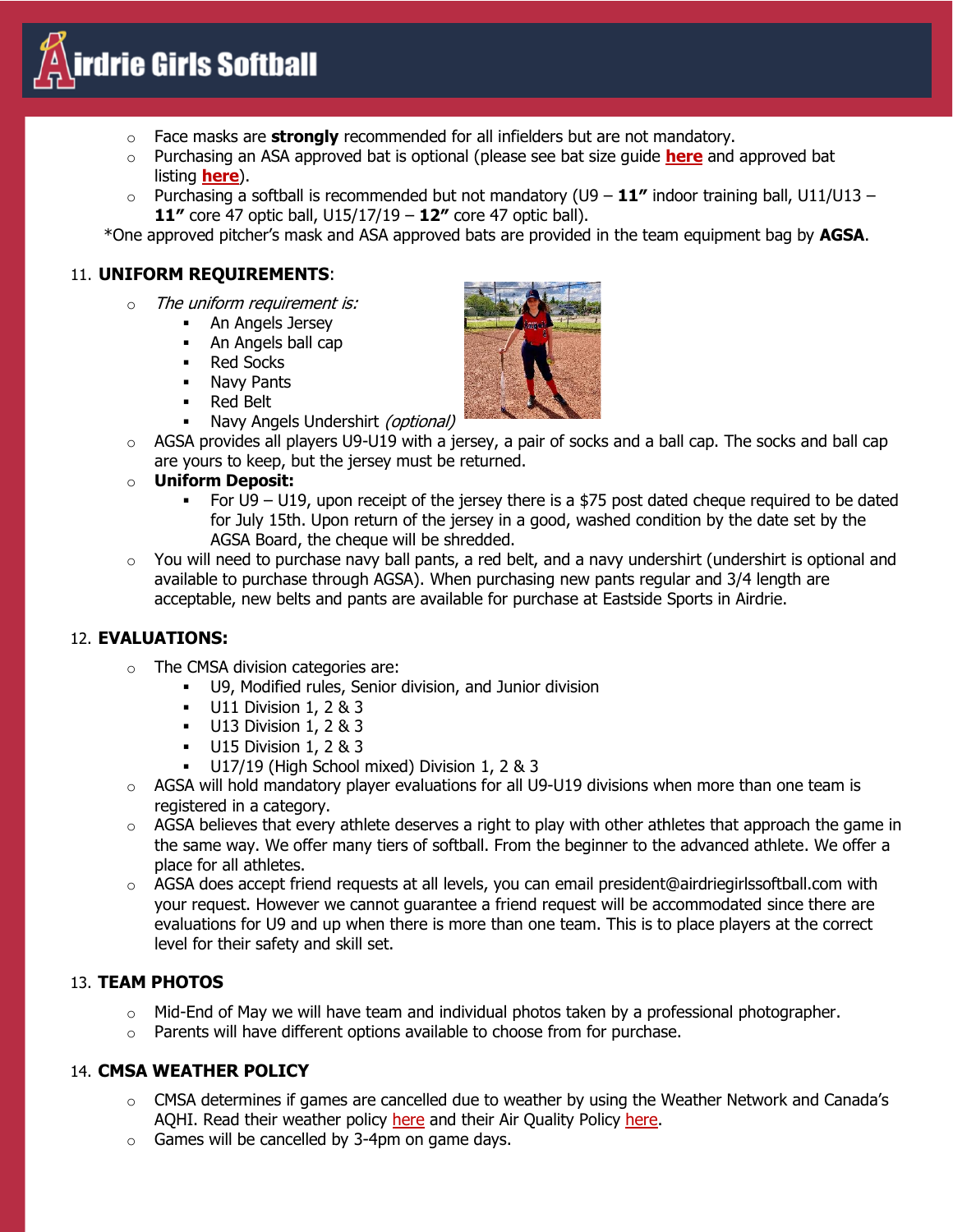- Face masks are **strongly** recommended for all infielders but are not mandatory.
- Purchasing an ASA approved bat is optional (please see bat size guide **here** and approved bat listing **here**).
- Purchasing a softball is recommended but not mandatory (U9 – **11″** indoor training ball, U11/U13 – **11″** core 47 optic ball, U15/17/19 – **12″** core 47 optic ball).

*One approved pitcher's mask and ASA approved bats are provided in the team equipment bag by **AGSA**.

11. **UNIFORM REQUIREMENTS**:
    - *The uniform requirement is:*
        - An Angels Jersey
        - An Angels ball cap
        - Red Socks
        - Navy Pants
        - Red Belt
        - Navy Angels Undershirt *(optional)*
    - AGSA provides all players U9-U19 with a jersey, a pair of socks and a ball cap. The socks and ball cap are yours to keep, but the jersey must be returned.
    - **Uniform Deposit:**
        - For U9 – U19, upon receipt of the jersey there is a $75 post dated cheque required to be dated for July 15th. Upon return of the jersey in a good, washed condition by the date set by the AGSA Board, the cheque will be shredded.
    - You will need to purchase navy ball pants, a red belt, and a navy undershirt (undershirt is optional and available to purchase through AGSA). When purchasing new pants regular and 3/4 length are acceptable, new belts and pants are available for purchase at Eastside Sports in Airdrie.

12. **EVALUATIONS:**
    - The CMSA division categories are:
        - U9, Modified rules, Senior division, and Junior division
        - U11 Division 1, 2 & 3
        - U13 Division 1, 2 & 3
        - U15 Division 1, 2 & 3
        - U17/19 (High School mixed) Division 1, 2 & 3
    - AGSA will hold mandatory player evaluations for all U9-U19 divisions when more than one team is registered in a category.
    - AGSA believes that every athlete deserves a right to play with other athletes that approach the game in the same way. We offer many tiers of softball. From the beginner to the advanced athlete. We offer a place for all athletes.
    - AGSA does accept friend requests at all levels, you can email president@airdriegirlssoftball.com with your request. However we cannot guarantee a friend request will be accommodated since there are evaluations for U9 and up when there is more than one team. This is to place players at the correct level for their safety and skill set.

13. **TEAM PHOTOS**
    - Mid-End of May we will have team and individual photos taken by a professional photographer.
    - Parents will have different options available to choose from for purchase.

14. **CMSA WEATHER POLICY**
    - CMSA determines if games are cancelled due to weather by using the Weather Network and Canada's AQHI. Read their weather policy here and their Air Quality Policy here.
    - Games will be cancelled by 3-4pm on game days.